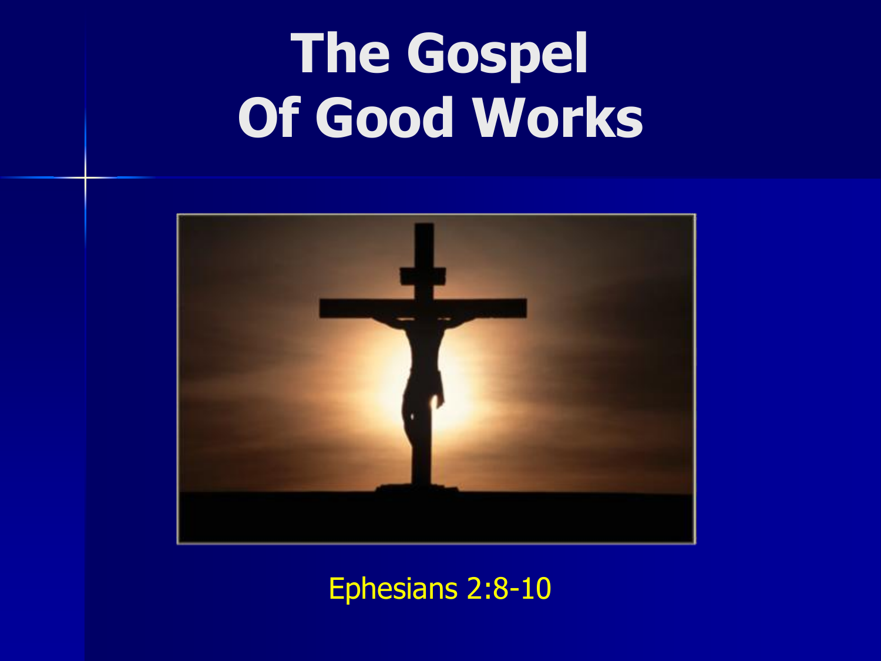# The Gospel Of Good Works

Ephesians 2:8-10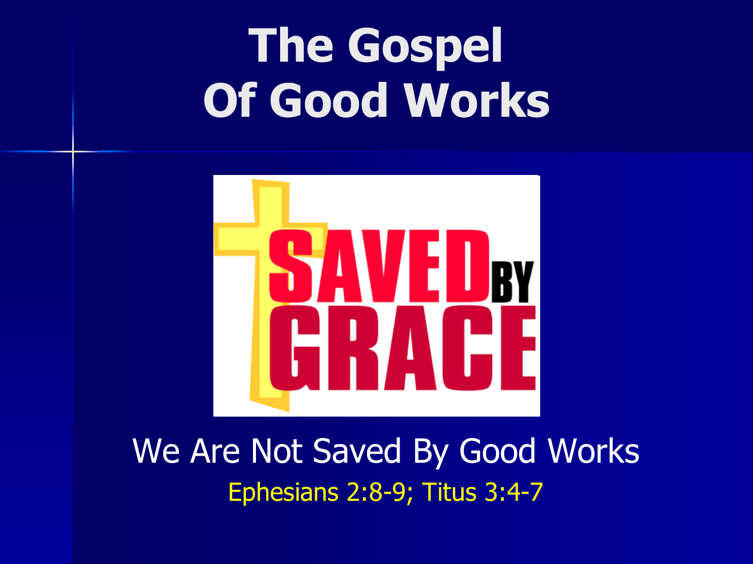# The Gospel Of Good Works

SAVED BY GRACE

We Are Not Saved By Good Works

Ephesians 2:8-9; Titus 3:4-7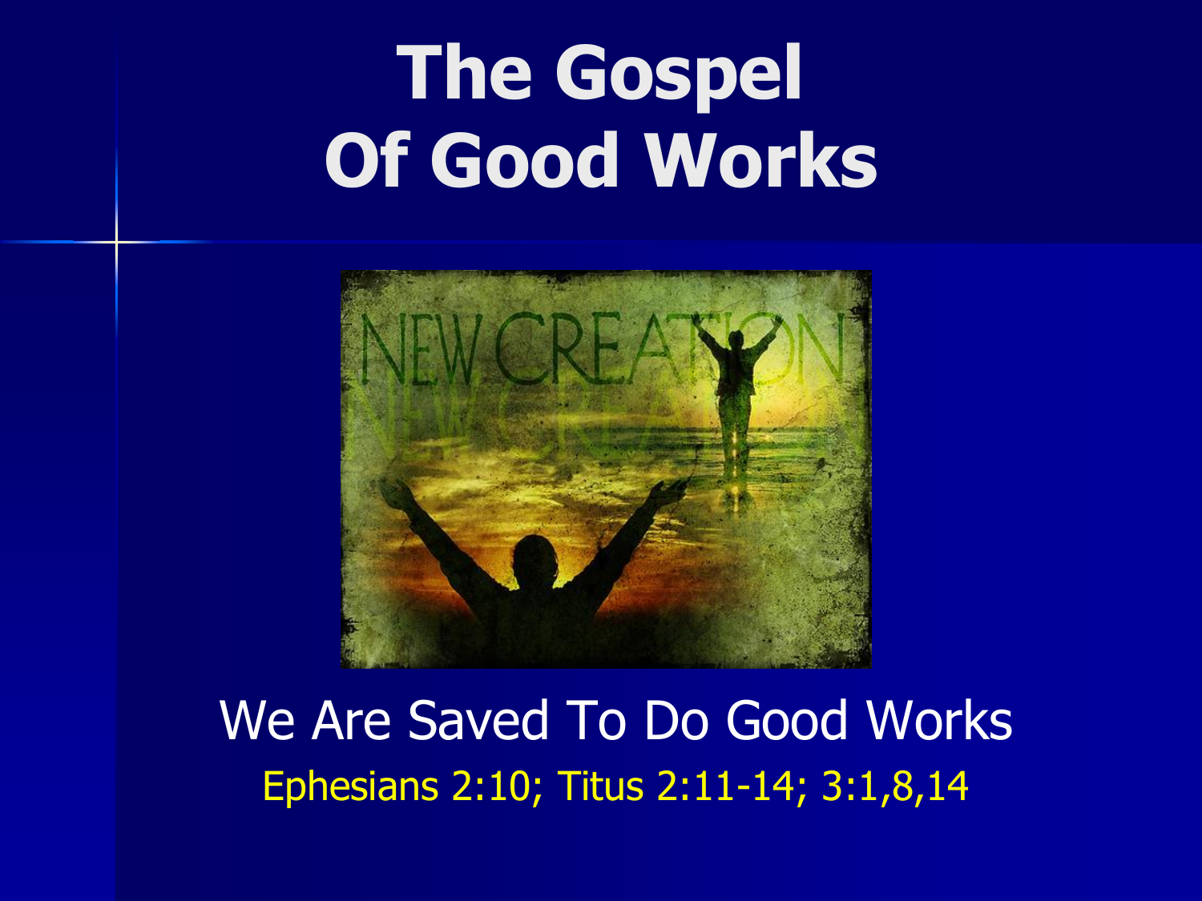# The Gospel Of Good Works

We Are Saved To Do Good Works

Ephesians 2:10; Titus 2:11-14; 3:1,8,14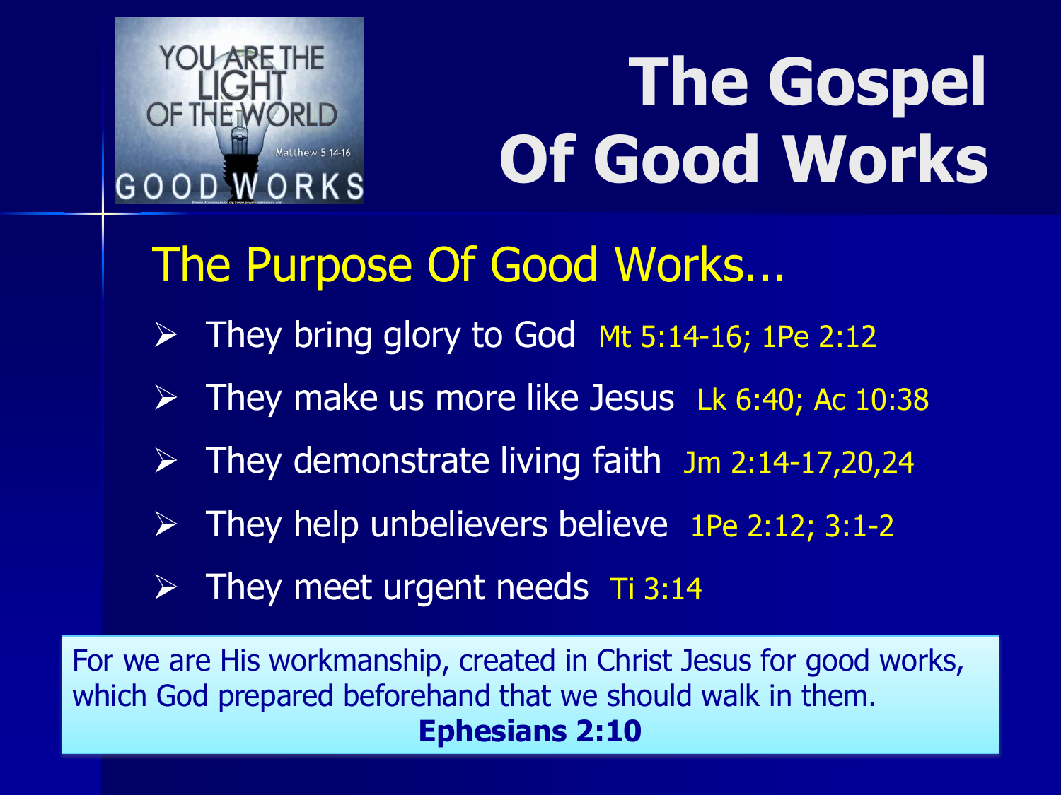# The Gospel Of Good Works

## The Purpose Of Good Works...

- They bring glory to God Mt 5:14-16; 1Pe 2:12
- They make us more like Jesus Lk 6:40; Ac 10:38
- They demonstrate living faith Jm 2:14-17,20,24
- They help unbelievers believe 1Pe 2:12; 3:1-2
- They meet urgent needs Ti 3:14

For we are His workmanship, created in Christ Jesus for good works, which God prepared beforehand that we should walk in them.
**Ephesians 2:10**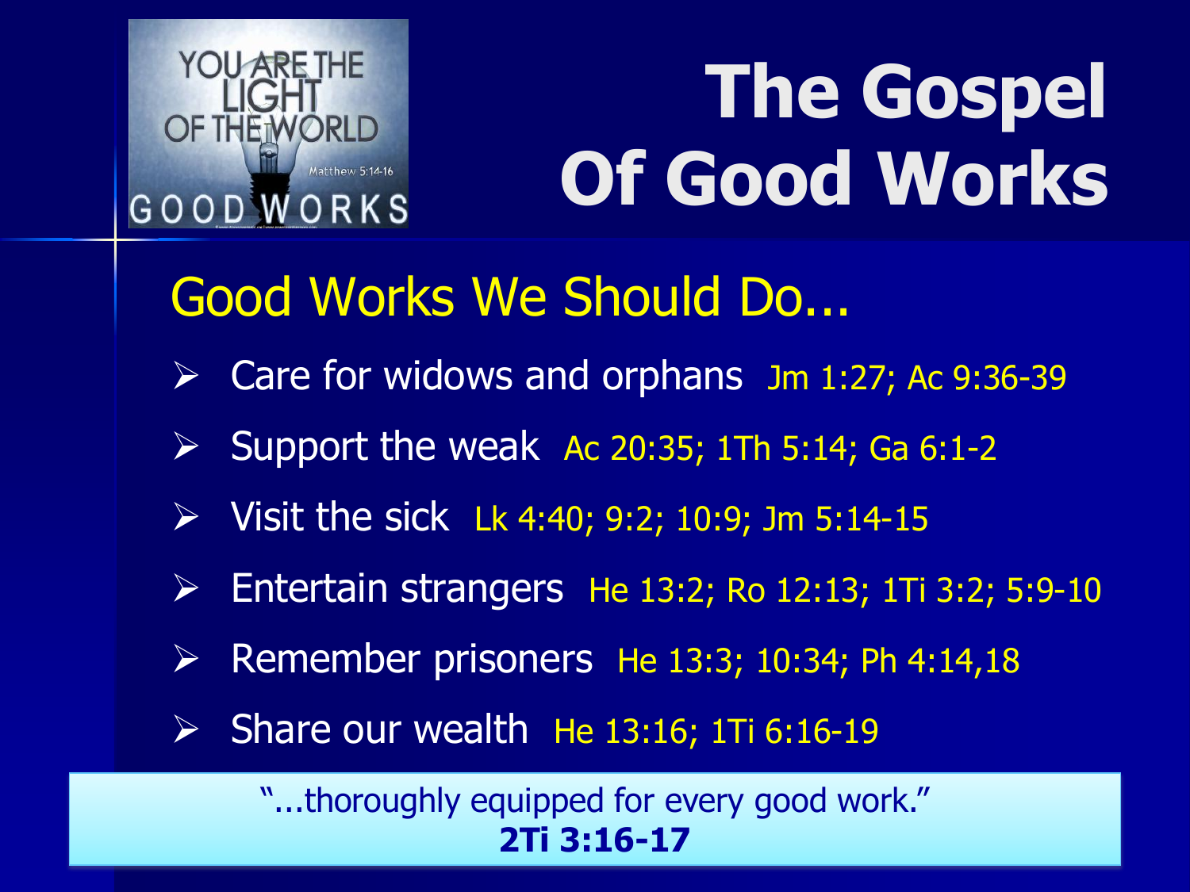# The Gospel Of Good Works

## Good Works We Should Do...

- Care for widows and orphans Jm 1:27; Ac 9:36-39
- Support the weak Ac 20:35; 1Th 5:14; Ga 6:1-2
- Visit the sick Lk 4:40; 9:2; 10:9; Jm 5:14-15
- Entertain strangers He 13:2; Ro 12:13; 1Ti 3:2; 5:9-10
- Remember prisoners He 13:3; 10:34; Ph 4:14,18
- Share our wealth He 13:16; 1Ti 6:16-19

"...thoroughly equipped for every good work."
**2Ti 3:16-17**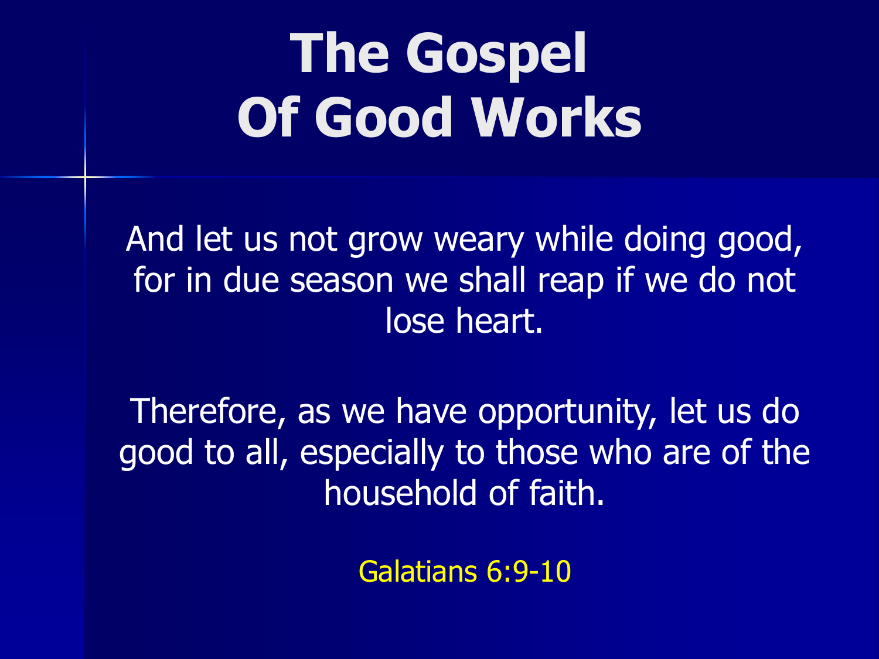# The Gospel Of Good Works

And let us not grow weary while doing good, for in due season we shall reap if we do not lose heart.

Therefore, as we have opportunity, let us do good to all, especially to those who are of the household of faith.

Galatians 6:9-10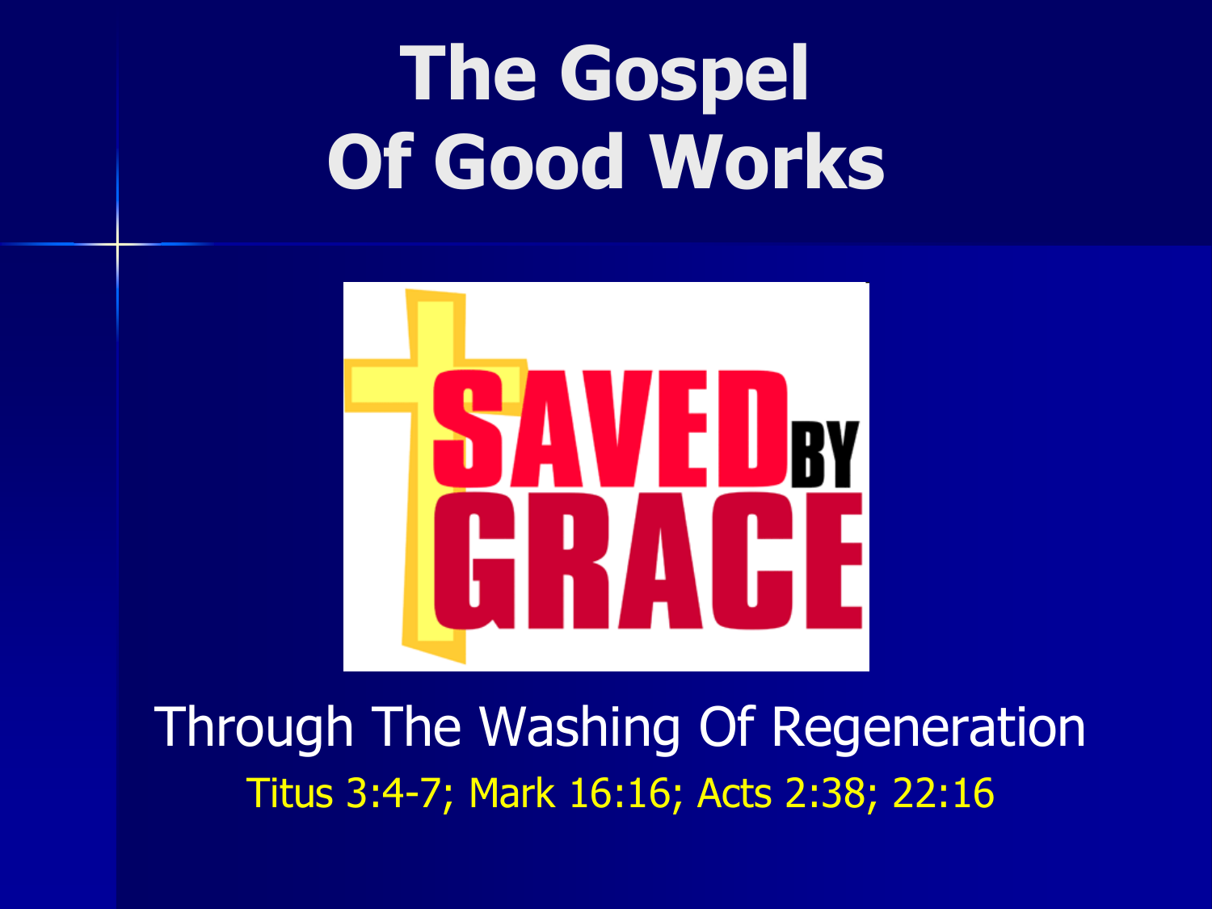# The Gospel Of Good Works

SAVED BY GRACE

Through The Washing Of Regeneration

Titus 3:4-7; Mark 16:16; Acts 2:38; 22:16